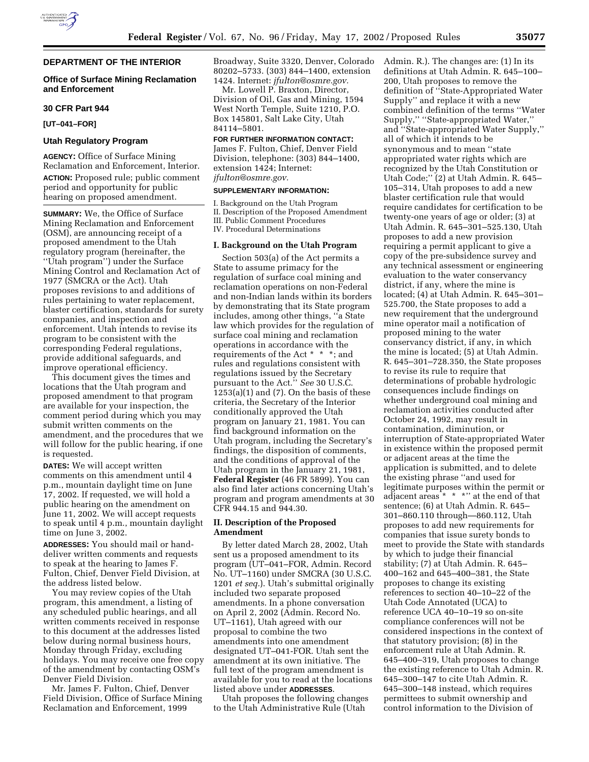**DEPARTMENT OF THE INTERIOR**

**Office of Surface Mining Reclamation and Enforcement**

**30 CFR Part 944**

**[UT–041–FOR]**

**Utah Regulatory Program**

**AGENCY:** Office of Surface Mining Reclamation and Enforcement, Interior.

**ACTION:** Proposed rule; public comment period and opportunity for public hearing on proposed amendment.

**SUMMARY:** We, the Office of Surface Mining Reclamation and Enforcement (OSM), are announcing receipt of a proposed amendment to the Utah regulatory program (hereinafter, the ''Utah program'') under the Surface Mining Control and Reclamation Act of 1977 (SMCRA or the Act). Utah proposes revisions to and additions of rules pertaining to water replacement, blaster certification, standards for surety companies, and inspection and enforcement. Utah intends to revise its program to be consistent with the corresponding Federal regulations, provide additional safeguards, and improve operational efficiency.

This document gives the times and locations that the Utah program and proposed amendment to that program are available for your inspection, the comment period during which you may submit written comments on the amendment, and the procedures that we will follow for the public hearing, if one is requested.

**DATES:** We will accept written comments on this amendment until 4 p.m., mountain daylight time on June 17, 2002. If requested, we will hold a public hearing on the amendment on June 11, 2002. We will accept requests to speak until 4 p.m., mountain daylight time on June 3, 2002.

**ADDRESSES:** You should mail or hand-deliver written comments and requests to speak at the hearing to James F. Fulton, Chief, Denver Field Division, at the address listed below.

You may review copies of the Utah program, this amendment, a listing of any scheduled public hearings, and all written comments received in response to this document at the addresses listed below during normal business hours, Monday through Friday, excluding holidays. You may receive one free copy of the amendment by contacting OSM's Denver Field Division.

Mr. James F. Fulton, Chief, Denver Field Division, Office of Surface Mining Reclamation and Enforcement, 1999 Broadway, Suite 3320, Denver, Colorado 80202–5733. (303) 844–1400, extension 1424. Internet: *jfulton@osmre.gov.*

Mr. Lowell P. Braxton, Director, Division of Oil, Gas and Mining, 1594 West North Temple, Suite 1210, P.O. Box 145801, Salt Lake City, Utah 84114–5801.

**FOR FURTHER INFORMATION CONTACT:** James F. Fulton, Chief, Denver Field Division, telephone: (303) 844–1400, extension 1424; Internet: *jfulton@osmre.gov.*

**SUPPLEMENTARY INFORMATION:**

I. Background on the Utah Program
II. Description of the Proposed Amendment
III. Public Comment Procedures
IV. Procedural Determinations

## I. Background on the Utah Program

Section 503(a) of the Act permits a State to assume primacy for the regulation of surface coal mining and reclamation operations on non-Federal and non-Indian lands within its borders by demonstrating that its State program includes, among other things, ''a State law which provides for the regulation of surface coal mining and reclamation operations in accordance with the requirements of the Act * * *; and rules and regulations consistent with regulations issued by the Secretary pursuant to the Act.'' *See* 30 U.S.C. 1253(a)(1) and (7). On the basis of these criteria, the Secretary of the Interior conditionally approved the Utah program on January 21, 1981. You can find background information on the Utah program, including the Secretary's findings, the disposition of comments, and the conditions of approval of the Utah program in the January 21, 1981, **Federal Register** (46 FR 5899). You can also find later actions concerning Utah's program and program amendments at 30 CFR 944.15 and 944.30.

## II. Description of the Proposed Amendment

By letter dated March 28, 2002, Utah sent us a proposed amendment to its program (UT–041–FOR, Admin. Record No. UT–1160) under SMCRA (30 U.S.C. 1201 *et seq.*). Utah's submittal originally included two separate proposed amendments. In a phone conversation on April 2, 2002 (Admin. Record No. UT–1161), Utah agreed with our proposal to combine the two amendments into one amendment designated UT–041-FOR. Utah sent the amendment at its own initiative. The full text of the program amendment is available for you to read at the locations listed above under **ADDRESSES**.

Utah proposes the following changes to the Utah Administrative Rule (Utah Admin. R.). The changes are: (1) In its definitions at Utah Admin. R. 645–100–200, Utah proposes to remove the definition of ''State-Appropriated Water Supply'' and replace it with a new combined definition of the terms ''Water Supply,'' ''State-appropriated Water,'' and ''State-appropriated Water Supply,'' all of which it intends to be synonymous and to mean ''state appropriated water rights which are recognized by the Utah Constitution or Utah Code;'' (2) at Utah Admin. R. 645–105–314, Utah proposes to add a new blaster certification rule that would require candidates for certification to be twenty-one years of age or older; (3) at Utah Admin. R. 645–301–525.130, Utah proposes to add a new provision requiring a permit applicant to give a copy of the pre-subsidence survey and any technical assessment or engineering evaluation to the water conservancy district, if any, where the mine is located; (4) at Utah Admin. R. 645–301–525.700, the State proposes to add a new requirement that the underground mine operator mail a notification of proposed mining to the water conservancy district, if any, in which the mine is located; (5) at Utah Admin. R. 645–301–728.350, the State proposes to revise its rule to require that determinations of probable hydrologic consequences include findings on whether underground coal mining and reclamation activities conducted after October 24, 1992, may result in contamination, diminution, or interruption of State-appropriated Water in existence within the proposed permit or adjacent areas at the time the application is submitted, and to delete the existing phrase ''and used for legitimate purposes within the permit or adjacent areas * * *'' at the end of that sentence; (6) at Utah Admin. R. 645–301–860.110 through—860.112, Utah proposes to add new requirements for companies that issue surety bonds to meet to provide the State with standards by which to judge their financial stability; (7) at Utah Admin. R. 645–400–162 and 645–400–381, the State proposes to change its existing references to section 40–10–22 of the Utah Code Annotated (UCA) to reference UCA 40–10–19 so on-site compliance conferences will not be considered inspections in the context of that statutory provision; (8) in the enforcement rule at Utah Admin. R. 645–400–319, Utah proposes to change the existing reference to Utah Admin. R. 645–300–147 to cite Utah Admin. R. 645–300–148 instead, which requires permittees to submit ownership and control information to the Division of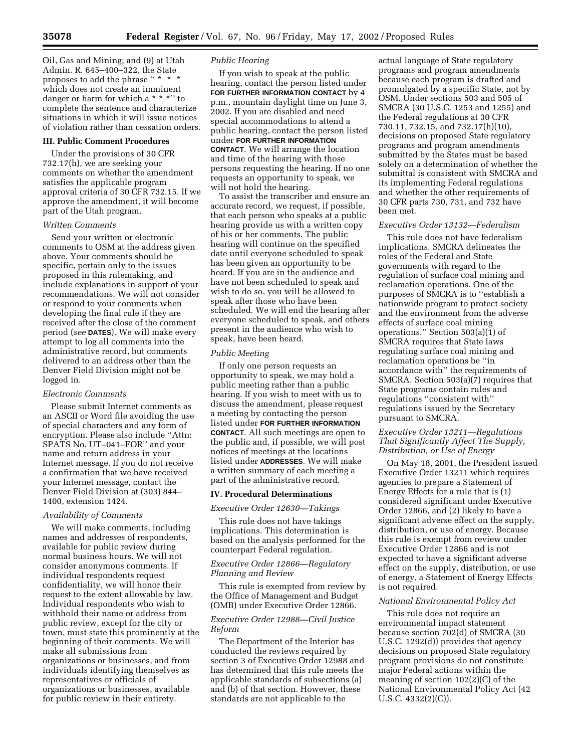Oil, Gas and Mining; and (9) at Utah Admin. R. 645–400–322, the State proposes to add the phrase '' * * * which does not create an imminent danger or harm for which a * * *'' to complete the sentence and characterize situations in which it will issue notices of violation rather than cessation orders.

## III. Public Comment Procedures

Under the provisions of 30 CFR 732.17(h), we are seeking your comments on whether the amendment satisfies the applicable program approval criteria of 30 CFR 732.15. If we approve the amendment, it will become part of the Utah program.

### *Written Comments*

Send your written or electronic comments to OSM at the address given above. Your comments should be specific, pertain only to the issues proposed in this rulemaking, and include explanations in support of your recommendations. We will not consider or respond to your comments when developing the final rule if they are received after the close of the comment period (*see* **DATES**). We will make every attempt to log all comments into the administrative record, but comments delivered to an address other than the Denver Field Division might not be logged in.

### *Electronic Comments*

Please submit Internet comments as an ASCII or Word file avoiding the use of special characters and any form of encryption. Please also include ''Attn: SPATS No. UT–041–FOR'' and your name and return address in your Internet message. If you do not receive a confirmation that we have received your Internet message, contact the Denver Field Division at (303) 844–1400, extension 1424.

### *Availability of Comments*

We will make comments, including names and addresses of respondents, available for public review during normal business hours. We will not consider anonymous comments. If individual respondents request confidentiality, we will honor their request to the extent allowable by law. Individual respondents who wish to withhold their name or address from public review, except for the city or town, must state this prominently at the beginning of their comments. We will make all submissions from organizations or businesses, and from individuals identifying themselves as representatives or officials of organizations or businesses, available for public review in their entirety.

### *Public Hearing*

If you wish to speak at the public hearing, contact the person listed under **FOR FURTHER INFORMATION CONTACT** by 4 p.m., mountain daylight time on June 3, 2002. If you are disabled and need special accommodations to attend a public hearing, contact the person listed under **FOR FURTHER INFORMATION CONTACT**. We will arrange the location and time of the hearing with those persons requesting the hearing. If no one requests an opportunity to speak, we will not hold the hearing.

To assist the transcriber and ensure an accurate record, we request, if possible, that each person who speaks at a public hearing provide us with a written copy of his or her comments. The public hearing will continue on the specified date until everyone scheduled to speak has been given an opportunity to be heard. If you are in the audience and have not been scheduled to speak and wish to do so, you will be allowed to speak after those who have been scheduled. We will end the hearing after everyone scheduled to speak, and others present in the audience who wish to speak, have been heard.

### *Public Meeting*

If only one person requests an opportunity to speak, we may hold a public meeting rather than a public hearing. If you wish to meet with us to discuss the amendment, please request a meeting by contacting the person listed under **FOR FURTHER INFORMATION CONTACT**. All such meetings are open to the public and, if possible, we will post notices of meetings at the locations listed under **ADDRESSES**. We will make a written summary of each meeting a part of the administrative record.

## IV. Procedural Determinations

### *Executive Order 12630—Takings*

This rule does not have takings implications. This determination is based on the analysis performed for the counterpart Federal regulation.

### *Executive Order 12866—Regulatory Planning and Review*

This rule is exempted from review by the Office of Management and Budget (OMB) under Executive Order 12866.

### *Executive Order 12988—Civil Justice Reform*

The Department of the Interior has conducted the reviews required by section 3 of Executive Order 12988 and has determined that this rule meets the applicable standards of subsections (a) and (b) of that section. However, these standards are not applicable to the actual language of State regulatory programs and program amendments because each program is drafted and promulgated by a specific State, not by OSM. Under sections 503 and 505 of SMCRA (30 U.S.C. 1253 and 1255) and the Federal regulations at 30 CFR 730.11, 732.15, and 732.17(h)(10), decisions on proposed State regulatory programs and program amendments submitted by the States must be based solely on a determination of whether the submittal is consistent with SMCRA and its implementing Federal regulations and whether the other requirements of 30 CFR parts 730, 731, and 732 have been met.

### *Executive Order 13132—Federalism*

This rule does not have federalism implications. SMCRA delineates the roles of the Federal and State governments with regard to the regulation of surface coal mining and reclamation operations. One of the purposes of SMCRA is to ''establish a nationwide program to protect society and the environment from the adverse effects of surface coal mining operations.'' Section 503(a)(1) of SMCRA requires that State laws regulating surface coal mining and reclamation operations be ''in accordance with'' the requirements of SMCRA. Section 503(a)(7) requires that State programs contain rules and regulations ''consistent with'' regulations issued by the Secretary pursuant to SMCRA.

### *Executive Order 13211—Regulations That Significantly Affect The Supply, Distribution, or Use of Energy*

On May 18, 2001, the President issued Executive Order 13211 which requires agencies to prepare a Statement of Energy Effects for a rule that is (1) considered significant under Executive Order 12866, and (2) likely to have a significant adverse effect on the supply, distribution, or use of energy. Because this rule is exempt from review under Executive Order 12866 and is not expected to have a significant adverse effect on the supply, distribution, or use of energy, a Statement of Energy Effects is not required.

### *National Environmental Policy Act*

This rule does not require an environmental impact statement because section 702(d) of SMCRA (30 U.S.C. 1292(d)) provides that agency decisions on proposed State regulatory program provisions do not constitute major Federal actions within the meaning of section 102(2)(C) of the National Environmental Policy Act (42 U.S.C. 4332(2)(C)).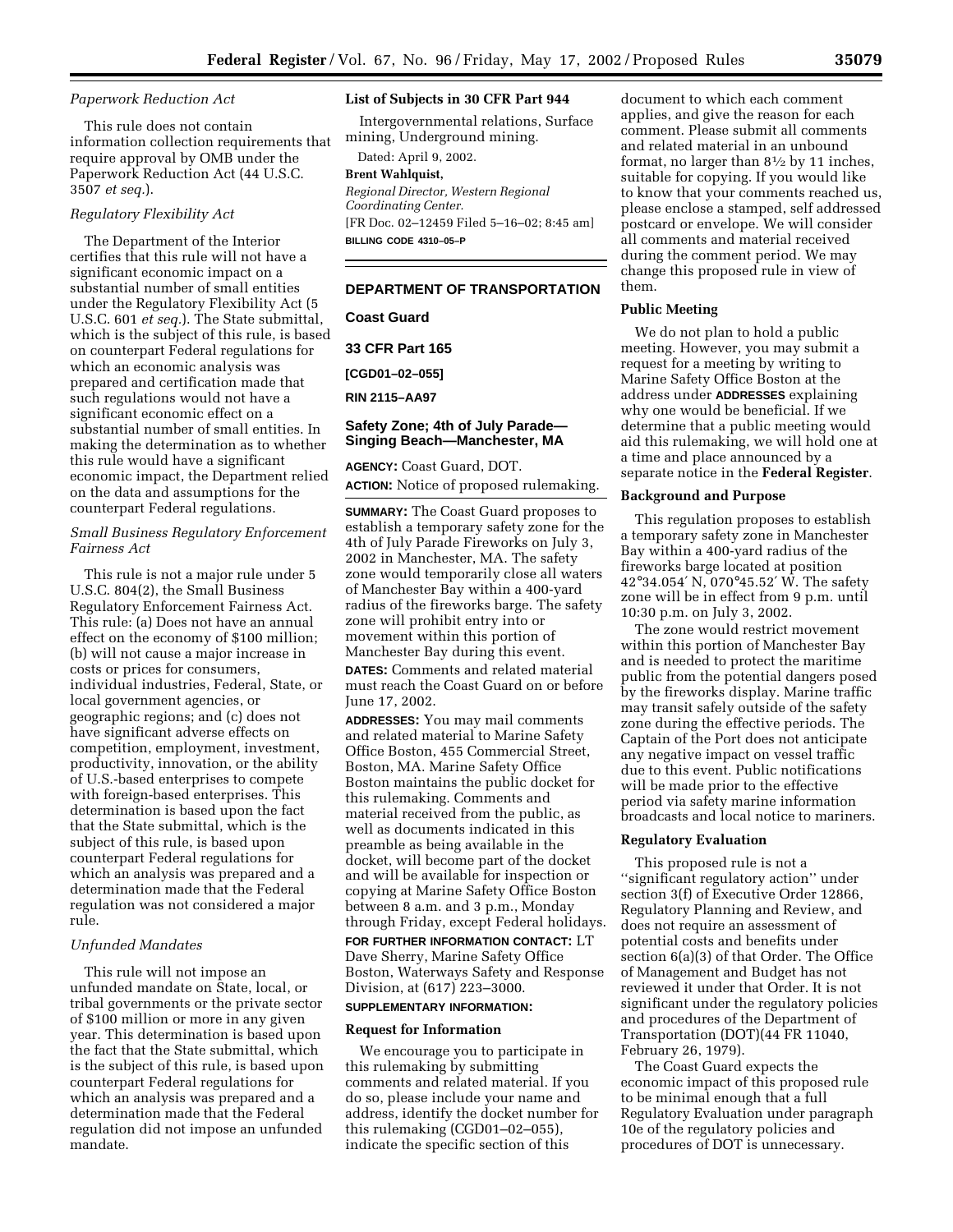### *Paperwork Reduction Act*

This rule does not contain information collection requirements that require approval by OMB under the Paperwork Reduction Act (44 U.S.C. 3507 *et seq.*).

### *Regulatory Flexibility Act*

The Department of the Interior certifies that this rule will not have a significant economic impact on a substantial number of small entities under the Regulatory Flexibility Act (5 U.S.C. 601 *et seq.*). The State submittal, which is the subject of this rule, is based on counterpart Federal regulations for which an economic analysis was prepared and certification made that such regulations would not have a significant economic effect on a substantial number of small entities. In making the determination as to whether this rule would have a significant economic impact, the Department relied on the data and assumptions for the counterpart Federal regulations.

### *Small Business Regulatory Enforcement Fairness Act*

This rule is not a major rule under 5 U.S.C. 804(2), the Small Business Regulatory Enforcement Fairness Act. This rule: (a) Does not have an annual effect on the economy of $100 million; (b) will not cause a major increase in costs or prices for consumers, individual industries, Federal, State, or local government agencies, or geographic regions; and (c) does not have significant adverse effects on competition, employment, investment, productivity, innovation, or the ability of U.S.-based enterprises to compete with foreign-based enterprises. This determination is based upon the fact that the State submittal, which is the subject of this rule, is based upon counterpart Federal regulations for which an analysis was prepared and a determination made that the Federal regulation was not considered a major rule.

### *Unfunded Mandates*

This rule will not impose an unfunded mandate on State, local, or tribal governments or the private sector of $100 million or more in any given year. This determination is based upon the fact that the State submittal, which is the subject of this rule, is based upon counterpart Federal regulations for which an analysis was prepared and a determination made that the Federal regulation did not impose an unfunded mandate.

### List of Subjects in 30 CFR Part 944

Intergovernmental relations, Surface mining, Underground mining.

Dated: April 9, 2002.

**Brent Wahlquist,**

*Regional Director, Western Regional Coordinating Center.*

[FR Doc. 02–12459 Filed 5–16–02; 8:45 am]

**BILLING CODE 4310–05–P**

---

## DEPARTMENT OF TRANSPORTATION

## Coast Guard

## 33 CFR Part 165

## [CGD01–02–055]

## RIN 2115–AA97

## Safety Zone; 4th of July Parade—Singing Beach—Manchester, MA

**AGENCY:** Coast Guard, DOT.

**ACTION:** Notice of proposed rulemaking.

**SUMMARY:** The Coast Guard proposes to establish a temporary safety zone for the 4th of July Parade Fireworks on July 3, 2002 in Manchester, MA. The safety zone would temporarily close all waters of Manchester Bay within a 400-yard radius of the fireworks barge. The safety zone will prohibit entry into or movement within this portion of Manchester Bay during this event.

**DATES:** Comments and related material must reach the Coast Guard on or before June 17, 2002.

**ADDRESSES:** You may mail comments and related material to Marine Safety Office Boston, 455 Commercial Street, Boston, MA. Marine Safety Office Boston maintains the public docket for this rulemaking. Comments and material received from the public, as well as documents indicated in this preamble as being available in the docket, will become part of the docket and will be available for inspection or copying at Marine Safety Office Boston between 8 a.m. and 3 p.m., Monday through Friday, except Federal holidays.

**FOR FURTHER INFORMATION CONTACT:** LT Dave Sherry, Marine Safety Office Boston, Waterways Safety and Response Division, at (617) 223–3000.

**SUPPLEMENTARY INFORMATION:**

### Request for Information

We encourage you to participate in this rulemaking by submitting comments and related material. If you do so, please include your name and address, identify the docket number for this rulemaking (CGD01–02–055), indicate the specific section of this document to which each comment applies, and give the reason for each comment. Please submit all comments and related material in an unbound format, no larger than 8½ by 11 inches, suitable for copying. If you would like to know that your comments reached us, please enclose a stamped, self addressed postcard or envelope. We will consider all comments and material received during the comment period. We may change this proposed rule in view of them.

### Public Meeting

We do not plan to hold a public meeting. However, you may submit a request for a meeting by writing to Marine Safety Office Boston at the address under **ADDRESSES** explaining why one would be beneficial. If we determine that a public meeting would aid this rulemaking, we will hold one at a time and place announced by a separate notice in the **Federal Register**.

### Background and Purpose

This regulation proposes to establish a temporary safety zone in Manchester Bay within a 400-yard radius of the fireworks barge located at position 42°34.054′ N, 070°45.52′ W. The safety zone will be in effect from 9 p.m. until 10:30 p.m. on July 3, 2002.

The zone would restrict movement within this portion of Manchester Bay and is needed to protect the maritime public from the potential dangers posed by the fireworks display. Marine traffic may transit safely outside of the safety zone during the effective periods. The Captain of the Port does not anticipate any negative impact on vessel traffic due to this event. Public notifications will be made prior to the effective period via safety marine information broadcasts and local notice to mariners.

### Regulatory Evaluation

This proposed rule is not a ''significant regulatory action'' under section 3(f) of Executive Order 12866, Regulatory Planning and Review, and does not require an assessment of potential costs and benefits under section 6(a)(3) of that Order. The Office of Management and Budget has not reviewed it under that Order. It is not significant under the regulatory policies and procedures of the Department of Transportation (DOT)(44 FR 11040, February 26, 1979).

The Coast Guard expects the economic impact of this proposed rule to be minimal enough that a full Regulatory Evaluation under paragraph 10e of the regulatory policies and procedures of DOT is unnecessary.